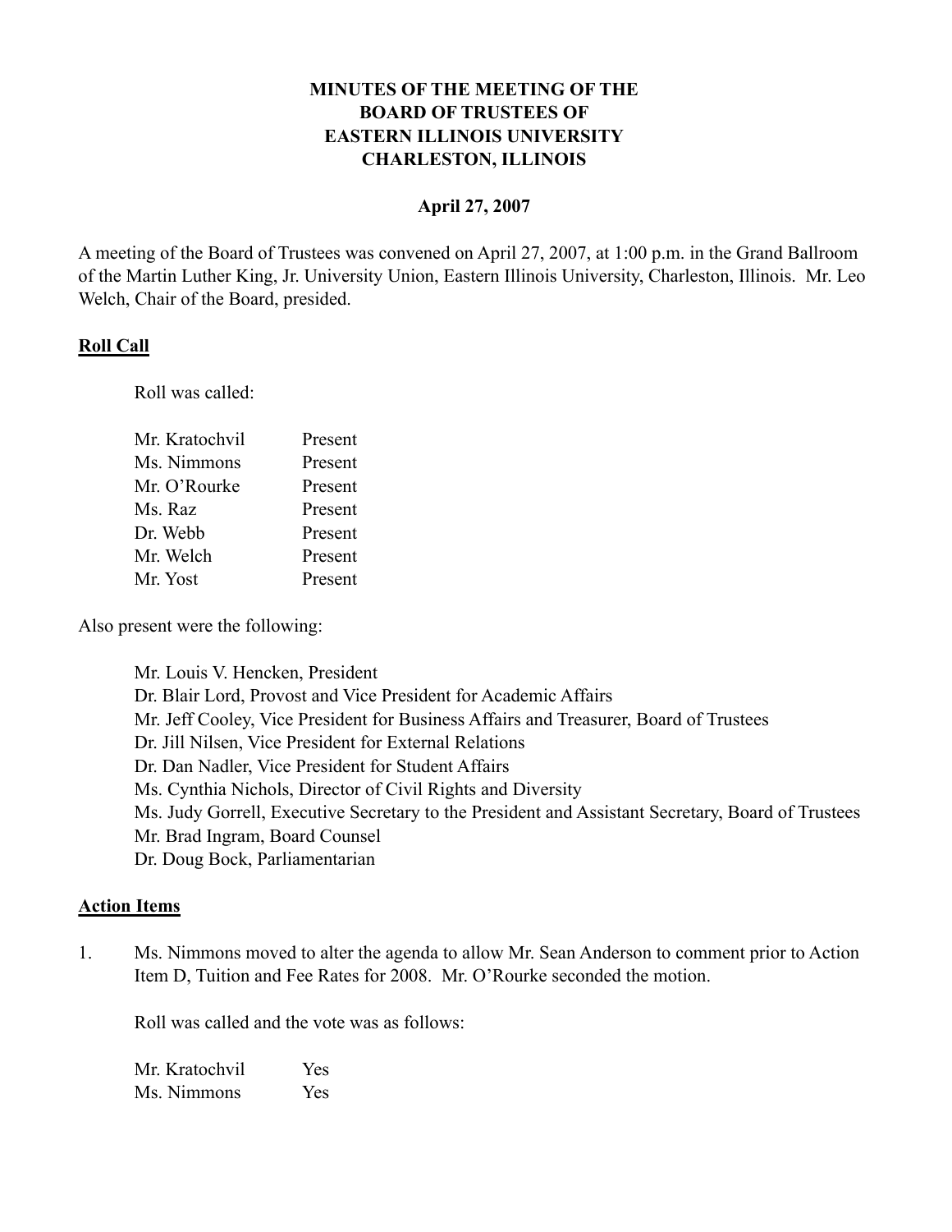# MINUTES OF THE MEETING OF THE BOARD OF TRUSTEES OF EASTERN ILLINOIS UNIVERSITY CHARLESTON, ILLINOIS

**April 27, 2007**

A meeting of the Board of Trustees was convened on April 27, 2007, at 1:00 p.m. in the Grand Ballroom of the Martin Luther King, Jr. University Union, Eastern Illinois University, Charleston, Illinois. Mr. Leo Welch, Chair of the Board, presided.

## Roll Call

Roll was called:

| | |
|---|---|
| Mr. Kratochvil | Present |
| Ms. Nimmons | Present |
| Mr. O'Rourke | Present |
| Ms. Raz | Present |
| Dr. Webb | Present |
| Mr. Welch | Present |
| Mr. Yost | Present |

Also present were the following:

Mr. Louis V. Hencken, President
Dr. Blair Lord, Provost and Vice President for Academic Affairs
Mr. Jeff Cooley, Vice President for Business Affairs and Treasurer, Board of Trustees
Dr. Jill Nilsen, Vice President for External Relations
Dr. Dan Nadler, Vice President for Student Affairs
Ms. Cynthia Nichols, Director of Civil Rights and Diversity
Ms. Judy Gorrell, Executive Secretary to the President and Assistant Secretary, Board of Trustees
Mr. Brad Ingram, Board Counsel
Dr. Doug Bock, Parliamentarian

## Action Items

1. Ms. Nimmons moved to alter the agenda to allow Mr. Sean Anderson to comment prior to Action Item D, Tuition and Fee Rates for 2008. Mr. O'Rourke seconded the motion.

   Roll was called and the vote was as follows:

   | | |
   |---|---|
   | Mr. Kratochvil | Yes |
   | Ms. Nimmons | Yes |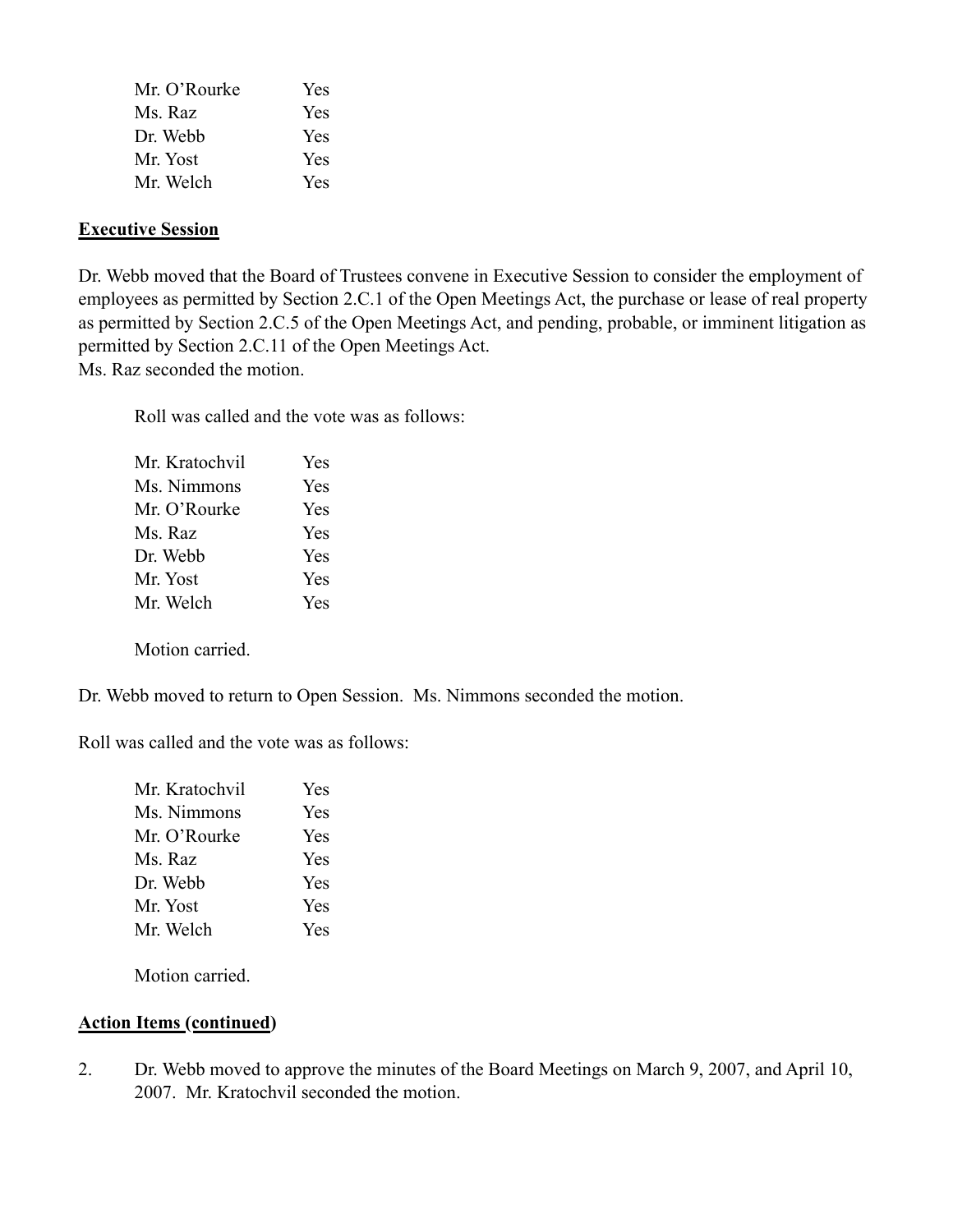| | |
|---|---|
| Mr. O'Rourke | Yes |
| Ms. Raz | Yes |
| Dr. Webb | Yes |
| Mr. Yost | Yes |
| Mr. Welch | Yes |

**Executive Session**

Dr. Webb moved that the Board of Trustees convene in Executive Session to consider the employment of employees as permitted by Section 2.C.1 of the Open Meetings Act, the purchase or lease of real property as permitted by Section 2.C.5 of the Open Meetings Act, and pending, probable, or imminent litigation as permitted by Section 2.C.11 of the Open Meetings Act.
Ms. Raz seconded the motion.

Roll was called and the vote was as follows:

| | |
|---|---|
| Mr. Kratochvil | Yes |
| Ms. Nimmons | Yes |
| Mr. O'Rourke | Yes |
| Ms. Raz | Yes |
| Dr. Webb | Yes |
| Mr. Yost | Yes |
| Mr. Welch | Yes |

Motion carried.

Dr. Webb moved to return to Open Session. Ms. Nimmons seconded the motion.

Roll was called and the vote was as follows:

| | |
|---|---|
| Mr. Kratochvil | Yes |
| Ms. Nimmons | Yes |
| Mr. O'Rourke | Yes |
| Ms. Raz | Yes |
| Dr. Webb | Yes |
| Mr. Yost | Yes |
| Mr. Welch | Yes |

Motion carried.

**Action Items (continued)**

2. Dr. Webb moved to approve the minutes of the Board Meetings on March 9, 2007, and April 10, 2007. Mr. Kratochvil seconded the motion.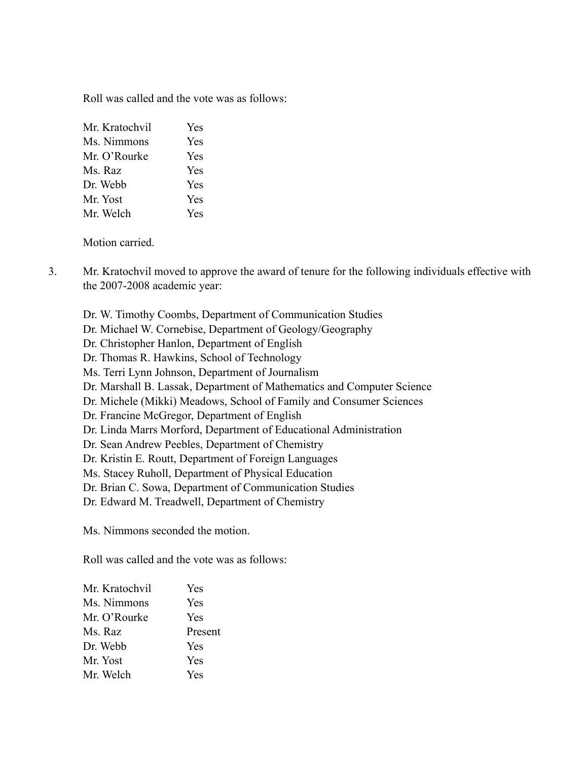Roll was called and the vote was as follows:

| | |
|---|---|
| Mr. Kratochvil | Yes |
| Ms. Nimmons | Yes |
| Mr. O'Rourke | Yes |
| Ms. Raz | Yes |
| Dr. Webb | Yes |
| Mr. Yost | Yes |
| Mr. Welch | Yes |

Motion carried.

3. Mr. Kratochvil moved to approve the award of tenure for the following individuals effective with the 2007-2008 academic year:

   Dr. W. Timothy Coombs, Department of Communication Studies
   Dr. Michael W. Cornebise, Department of Geology/Geography
   Dr. Christopher Hanlon, Department of English
   Dr. Thomas R. Hawkins, School of Technology
   Ms. Terri Lynn Johnson, Department of Journalism
   Dr. Marshall B. Lassak, Department of Mathematics and Computer Science
   Dr. Michele (Mikki) Meadows, School of Family and Consumer Sciences
   Dr. Francine McGregor, Department of English
   Dr. Linda Marrs Morford, Department of Educational Administration
   Dr. Sean Andrew Peebles, Department of Chemistry
   Dr. Kristin E. Routt, Department of Foreign Languages
   Ms. Stacey Ruholl, Department of Physical Education
   Dr. Brian C. Sowa, Department of Communication Studies
   Dr. Edward M. Treadwell, Department of Chemistry

   Ms. Nimmons seconded the motion.

   Roll was called and the vote was as follows:

| | |
|---|---|
| Mr. Kratochvil | Yes |
| Ms. Nimmons | Yes |
| Mr. O'Rourke | Yes |
| Ms. Raz | Present |
| Dr. Webb | Yes |
| Mr. Yost | Yes |
| Mr. Welch | Yes |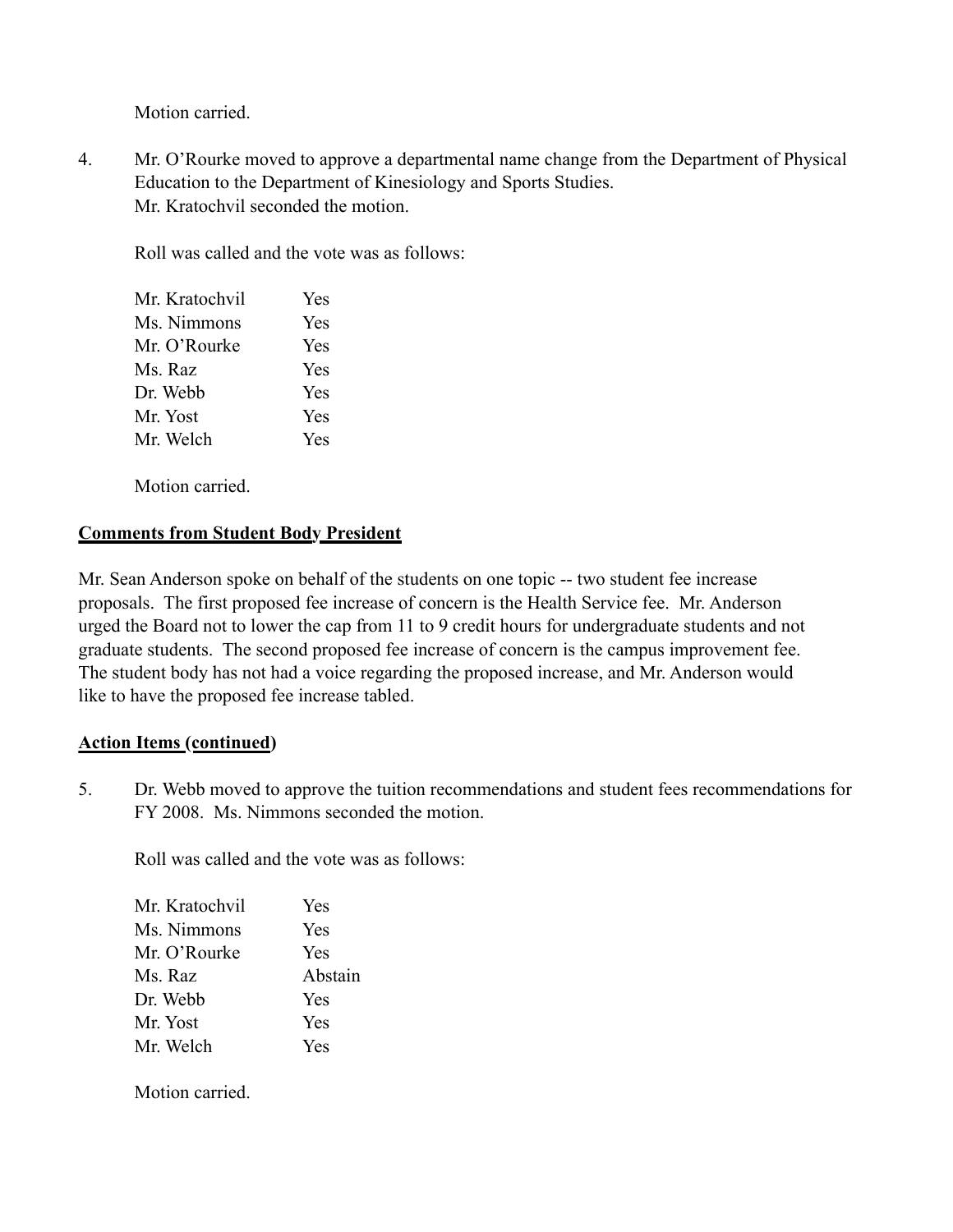Motion carried.

4. Mr. O'Rourke moved to approve a departmental name change from the Department of Physical Education to the Department of Kinesiology and Sports Studies.
   Mr. Kratochvil seconded the motion.

   Roll was called and the vote was as follows:

   | | |
   |---|---|
   | Mr. Kratochvil | Yes |
   | Ms. Nimmons | Yes |
   | Mr. O'Rourke | Yes |
   | Ms. Raz | Yes |
   | Dr. Webb | Yes |
   | Mr. Yost | Yes |
   | Mr. Welch | Yes |

   Motion carried.

**Comments from Student Body President**

Mr. Sean Anderson spoke on behalf of the students on one topic -- two student fee increase proposals. The first proposed fee increase of concern is the Health Service fee. Mr. Anderson urged the Board not to lower the cap from 11 to 9 credit hours for undergraduate students and not graduate students. The second proposed fee increase of concern is the campus improvement fee. The student body has not had a voice regarding the proposed increase, and Mr. Anderson would like to have the proposed fee increase tabled.

**Action Items (continued)**

5. Dr. Webb moved to approve the tuition recommendations and student fees recommendations for FY 2008. Ms. Nimmons seconded the motion.

   Roll was called and the vote was as follows:

   | | |
   |---|---|
   | Mr. Kratochvil | Yes |
   | Ms. Nimmons | Yes |
   | Mr. O'Rourke | Yes |
   | Ms. Raz | Abstain |
   | Dr. Webb | Yes |
   | Mr. Yost | Yes |
   | Mr. Welch | Yes |

   Motion carried.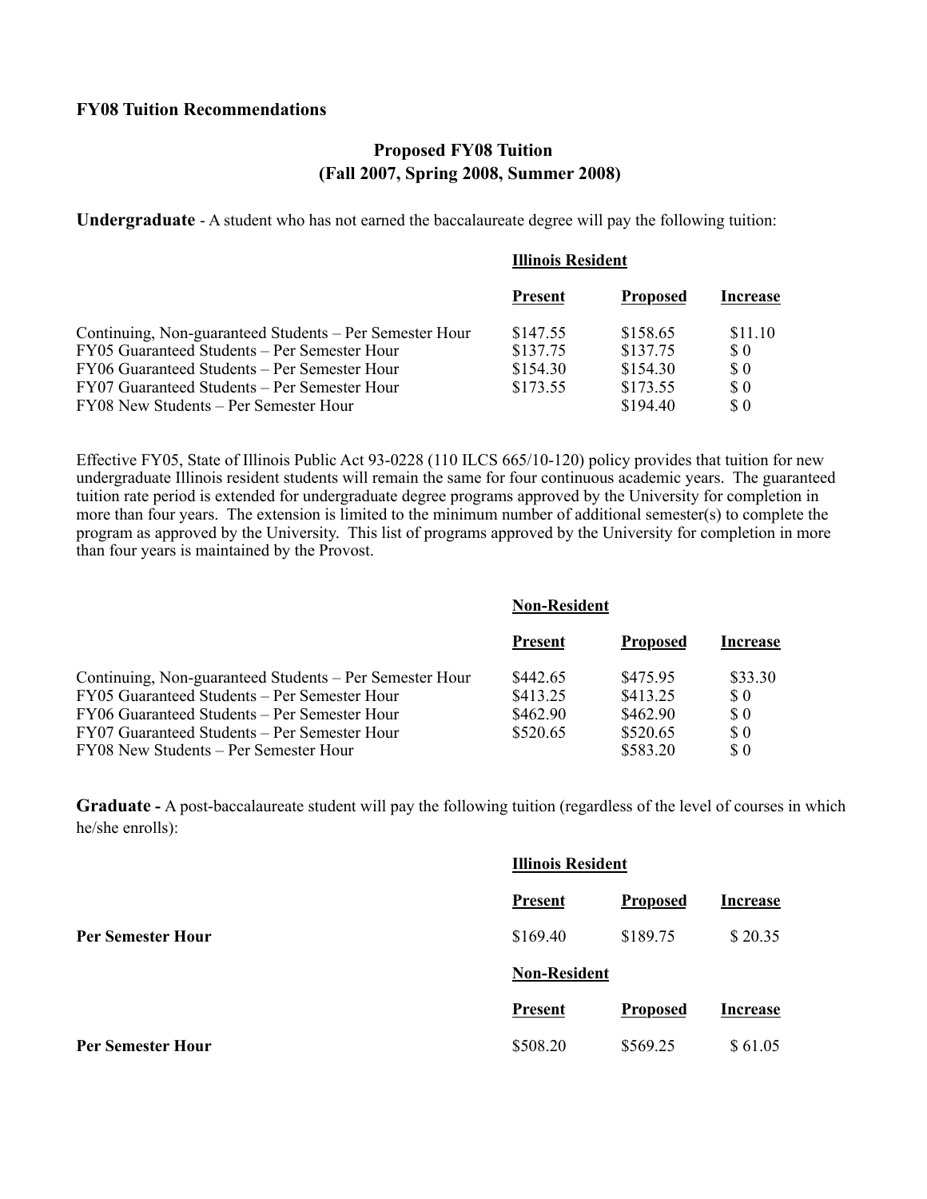**FY08 Tuition Recommendations**

## Proposed FY08 Tuition
## (Fall 2007, Spring 2008, Summer 2008)

**Undergraduate** - A student who has not earned the baccalaureate degree will pay the following tuition:

| | Illinois Resident | | |
|---|---|---|---|
| | **Present** | **Proposed** | **Increase** |
| Continuing, Non-guaranteed Students – Per Semester Hour | \$147.55 | \$158.65 | \$11.10 |
| FY05 Guaranteed Students – Per Semester Hour | \$137.75 | \$137.75 | \$ 0 |
| FY06 Guaranteed Students – Per Semester Hour | \$154.30 | \$154.30 | \$ 0 |
| FY07 Guaranteed Students – Per Semester Hour | \$173.55 | \$173.55 | \$ 0 |
| FY08 New Students – Per Semester Hour | | \$194.40 | \$ 0 |

Effective FY05, State of Illinois Public Act 93-0228 (110 ILCS 665/10-120) policy provides that tuition for new undergraduate Illinois resident students will remain the same for four continuous academic years. The guaranteed tuition rate period is extended for undergraduate degree programs approved by the University for completion in more than four years. The extension is limited to the minimum number of additional semester(s) to complete the program as approved by the University. This list of programs approved by the University for completion in more than four years is maintained by the Provost.

| | Non-Resident | | |
|---|---|---|---|
| | **Present** | **Proposed** | **Increase** |
| Continuing, Non-guaranteed Students – Per Semester Hour | \$442.65 | \$475.95 | \$33.30 |
| FY05 Guaranteed Students – Per Semester Hour | \$413.25 | \$413.25 | \$ 0 |
| FY06 Guaranteed Students – Per Semester Hour | \$462.90 | \$462.90 | \$ 0 |
| FY07 Guaranteed Students – Per Semester Hour | \$520.65 | \$520.65 | \$ 0 |
| FY08 New Students – Per Semester Hour | | \$583.20 | \$ 0 |

**Graduate -** A post-baccalaureate student will pay the following tuition (regardless of the level of courses in which he/she enrolls):

| | Illinois Resident | | |
|---|---|---|---|
| | **Present** | **Proposed** | **Increase** |
| **Per Semester Hour** | \$169.40 | \$189.75 | \$ 20.35 |
| | **Non-Resident** | | |
| | **Present** | **Proposed** | **Increase** |
| **Per Semester Hour** | \$508.20 | \$569.25 | \$ 61.05 |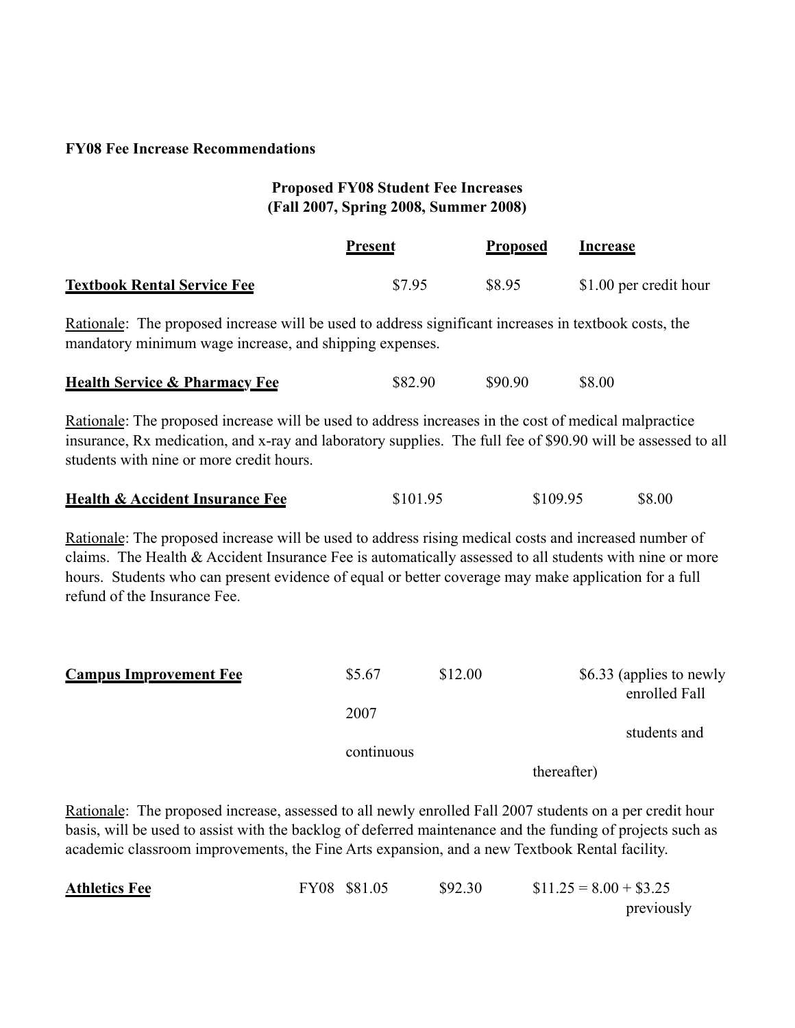**FY08 Fee Increase Recommendations**

**Proposed FY08 Student Fee Increases**
**(Fall 2007, Spring 2008, Summer 2008)**

| | Present | Proposed | Increase |
|---|---|---|---|
| **Textbook Rental Service Fee** | $7.95 | $8.95 | $1.00 per credit hour |

Rationale: The proposed increase will be used to address significant increases in textbook costs, the mandatory minimum wage increase, and shipping expenses.

| | Present | Proposed | Increase |
|---|---|---|---|
| **Health Service & Pharmacy Fee** | $82.90 | $90.90 | $8.00 |

Rationale: The proposed increase will be used to address increases in the cost of medical malpractice insurance, Rx medication, and x-ray and laboratory supplies. The full fee of $90.90 will be assessed to all students with nine or more credit hours.

| | Present | Proposed | Increase |
|---|---|---|---|
| **Health & Accident Insurance Fee** | $101.95 | $109.95 | $8.00 |

Rationale: The proposed increase will be used to address rising medical costs and increased number of claims. The Health & Accident Insurance Fee is automatically assessed to all students with nine or more hours. Students who can present evidence of equal or better coverage may make application for a full refund of the Insurance Fee.

| | Present | Proposed | Increase |
|---|---|---|---|
| **Campus Improvement Fee** | $5.67 | $12.00 | $6.33 (applies to newly enrolled Fall 2007 students and continuous thereafter) |

Rationale: The proposed increase, assessed to all newly enrolled Fall 2007 students on a per credit hour basis, will be used to assist with the backlog of deferred maintenance and the funding of projects such as academic classroom improvements, the Fine Arts expansion, and a new Textbook Rental facility.

| | Present | Proposed | Increase |
|---|---|---|---|
| **Athletics Fee** | FY08 $81.05 | $92.30 | $11.25 = 8.00 + $3.25 previously |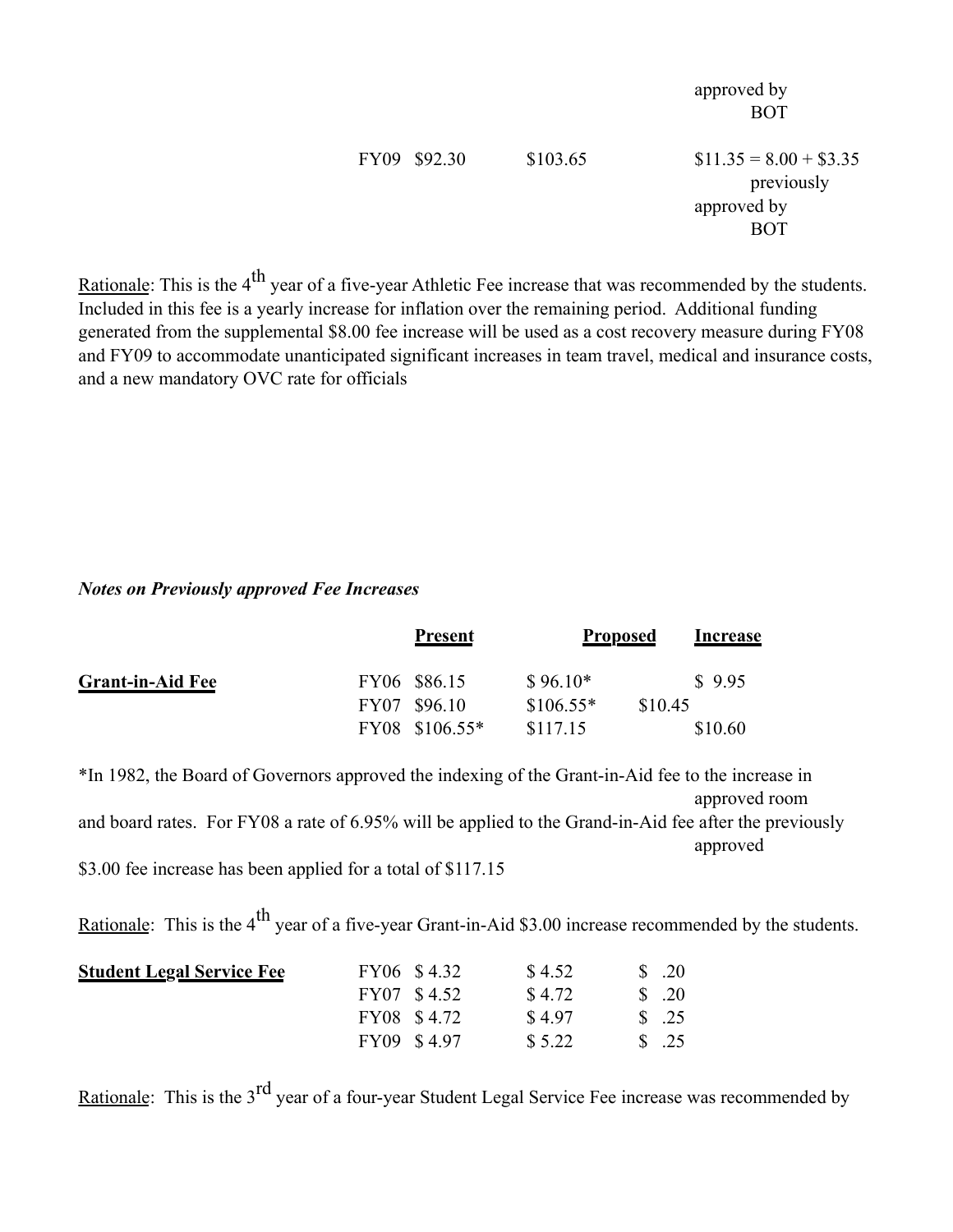| | | | |
|---|---|---|---|
| | | | approved by BOT |
| FY09 | $92.30 | $103.65 | $11.35 = 8.00 + $3.35 previously approved by BOT |

Rationale: This is the 4th year of a five-year Athletic Fee increase that was recommended by the students. Included in this fee is a yearly increase for inflation over the remaining period. Additional funding generated from the supplemental $8.00 fee increase will be used as a cost recovery measure during FY08 and FY09 to accommodate unanticipated significant increases in team travel, medical and insurance costs, and a new mandatory OVC rate for officials

***Notes on Previously approved Fee Increases***

| | | Present | Proposed | Increase |
|---|---|---|---|---|
| **Grant-in-Aid Fee** | FY06 | $86.15 | $ 96.10* | $ 9.95 |
| | FY07 | $96.10 | $106.55* | $10.45 |
| | FY08 | $106.55* | $117.15 | $10.60 |

*In 1982, the Board of Governors approved the indexing of the Grant-in-Aid fee to the increase in approved room and board rates. For FY08 a rate of 6.95% will be applied to the Grand-in-Aid fee after the previously approved $3.00 fee increase has been applied for a total of $117.15

Rationale: This is the 4th year of a five-year Grant-in-Aid $3.00 increase recommended by the students.

| | | Present | Proposed | Increase |
|---|---|---|---|---|
| **Student Legal Service Fee** | FY06 | $ 4.32 | $ 4.52 | $ .20 |
| | FY07 | $ 4.52 | $ 4.72 | $ .20 |
| | FY08 | $ 4.72 | $ 4.97 | $ .25 |
| | FY09 | $ 4.97 | $ 5.22 | $ .25 |

Rationale: This is the 3rd year of a four-year Student Legal Service Fee increase was recommended by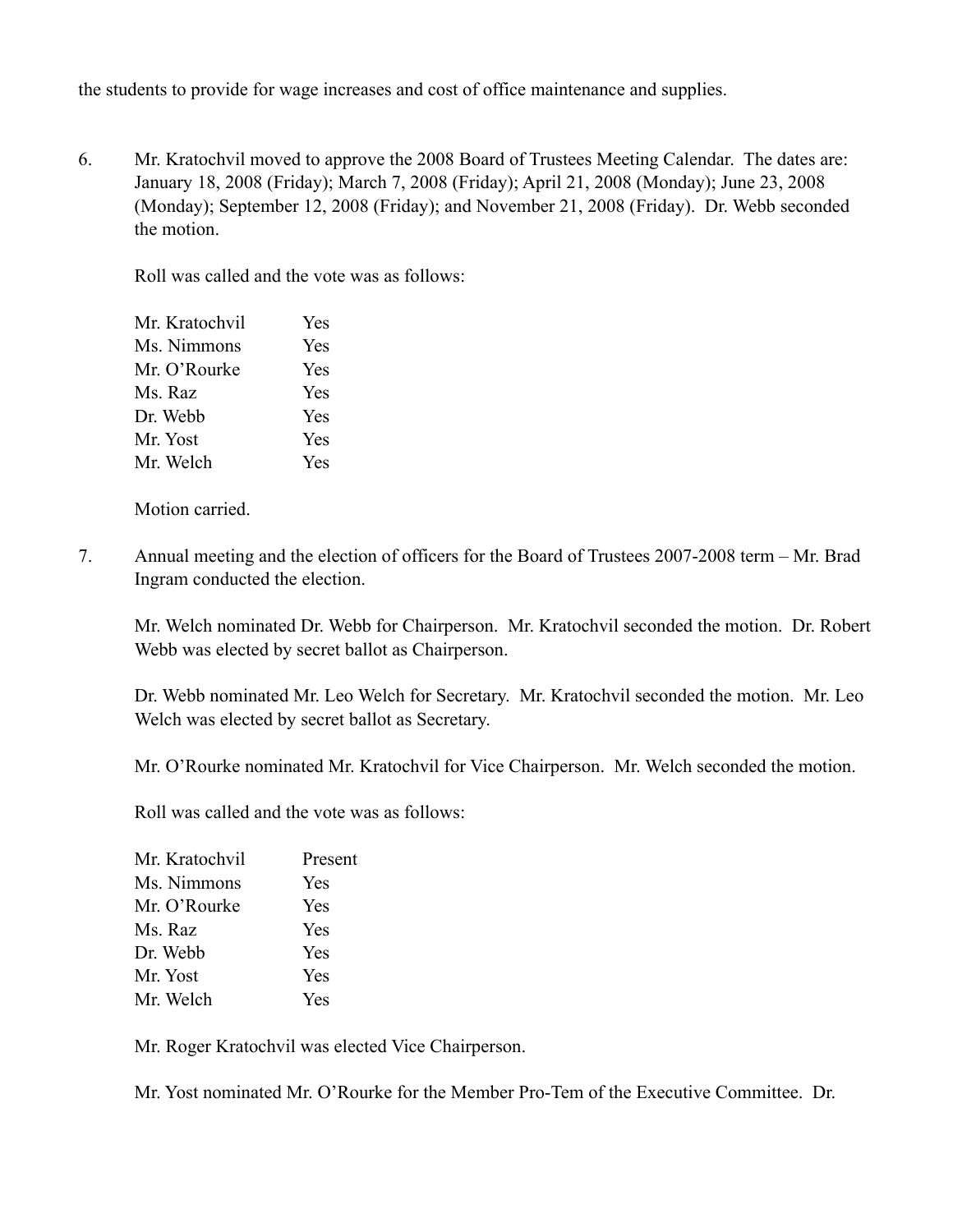the students to provide for wage increases and cost of office maintenance and supplies.

6. Mr. Kratochvil moved to approve the 2008 Board of Trustees Meeting Calendar. The dates are: January 18, 2008 (Friday); March 7, 2008 (Friday); April 21, 2008 (Monday); June 23, 2008 (Monday); September 12, 2008 (Friday); and November 21, 2008 (Friday). Dr. Webb seconded the motion.

   Roll was called and the vote was as follows:

   | | |
   |---|---|
   | Mr. Kratochvil | Yes |
   | Ms. Nimmons | Yes |
   | Mr. O'Rourke | Yes |
   | Ms. Raz | Yes |
   | Dr. Webb | Yes |
   | Mr. Yost | Yes |
   | Mr. Welch | Yes |

   Motion carried.

7. Annual meeting and the election of officers for the Board of Trustees 2007-2008 term – Mr. Brad Ingram conducted the election.

   Mr. Welch nominated Dr. Webb for Chairperson. Mr. Kratochvil seconded the motion. Dr. Robert Webb was elected by secret ballot as Chairperson.

   Dr. Webb nominated Mr. Leo Welch for Secretary. Mr. Kratochvil seconded the motion. Mr. Leo Welch was elected by secret ballot as Secretary.

   Mr. O'Rourke nominated Mr. Kratochvil for Vice Chairperson. Mr. Welch seconded the motion.

   Roll was called and the vote was as follows:

   | | |
   |---|---|
   | Mr. Kratochvil | Present |
   | Ms. Nimmons | Yes |
   | Mr. O'Rourke | Yes |
   | Ms. Raz | Yes |
   | Dr. Webb | Yes |
   | Mr. Yost | Yes |
   | Mr. Welch | Yes |

   Mr. Roger Kratochvil was elected Vice Chairperson.

   Mr. Yost nominated Mr. O'Rourke for the Member Pro-Tem of the Executive Committee. Dr.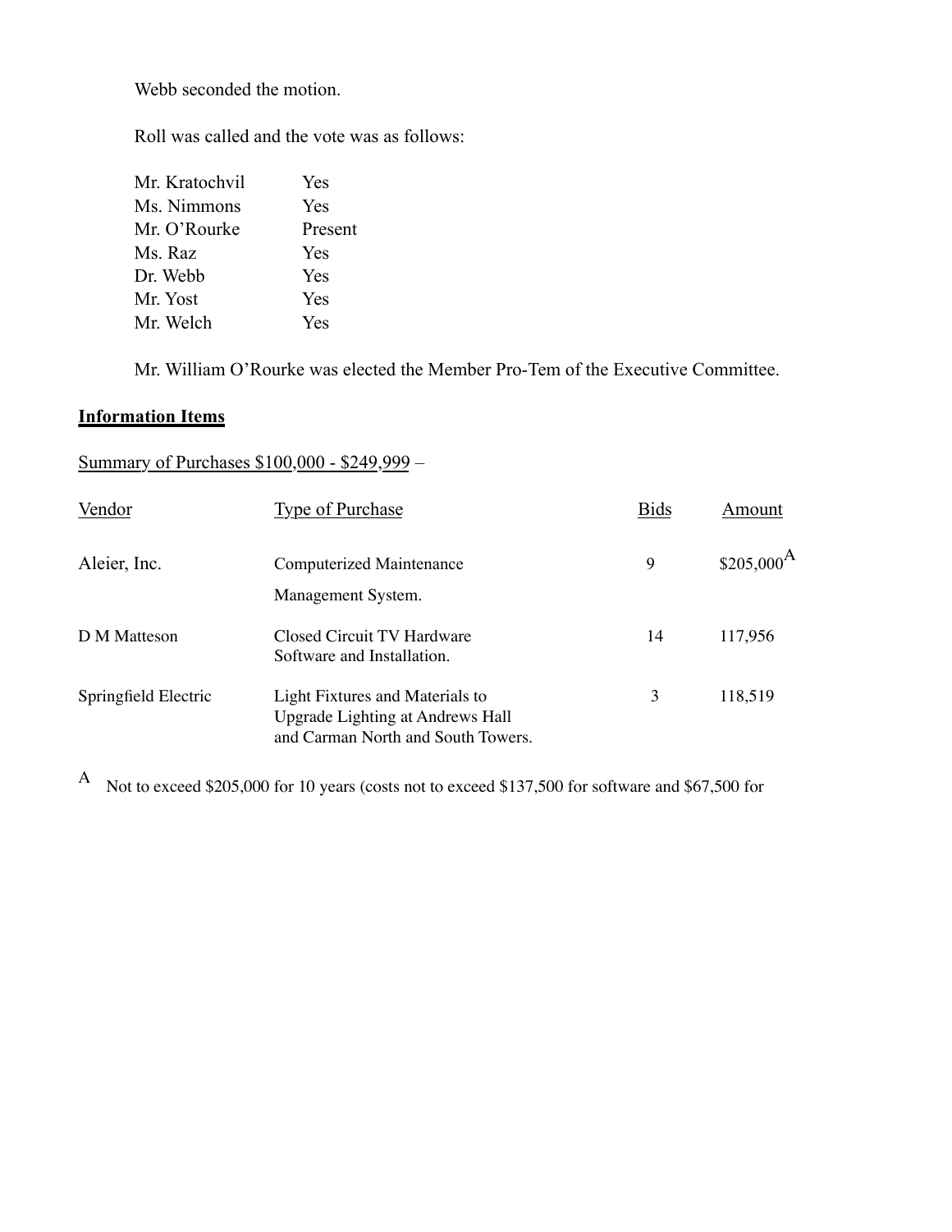Webb seconded the motion.

Roll was called and the vote was as follows:

| | |
|---|---|
| Mr. Kratochvil | Yes |
| Ms. Nimmons | Yes |
| Mr. O'Rourke | Present |
| Ms. Raz | Yes |
| Dr. Webb | Yes |
| Mr. Yost | Yes |
| Mr. Welch | Yes |

Mr. William O'Rourke was elected the Member Pro-Tem of the Executive Committee.

**Information Items**

Summary of Purchases $100,000 - $249,999 –

| Vendor | Type of Purchase | Bids | Amount |
|---|---|---|---|
| Aleier, Inc. | Computerized Maintenance Management System. | 9 | $205,000[A] |
| D M Matteson | Closed Circuit TV Hardware Software and Installation. | 14 | 117,956 |
| Springfield Electric | Light Fixtures and Materials to Upgrade Lighting at Andrews Hall and Carman North and South Towers. | 3 | 118,519 |

[A] Not to exceed $205,000 for 10 years (costs not to exceed $137,500 for software and $67,500 for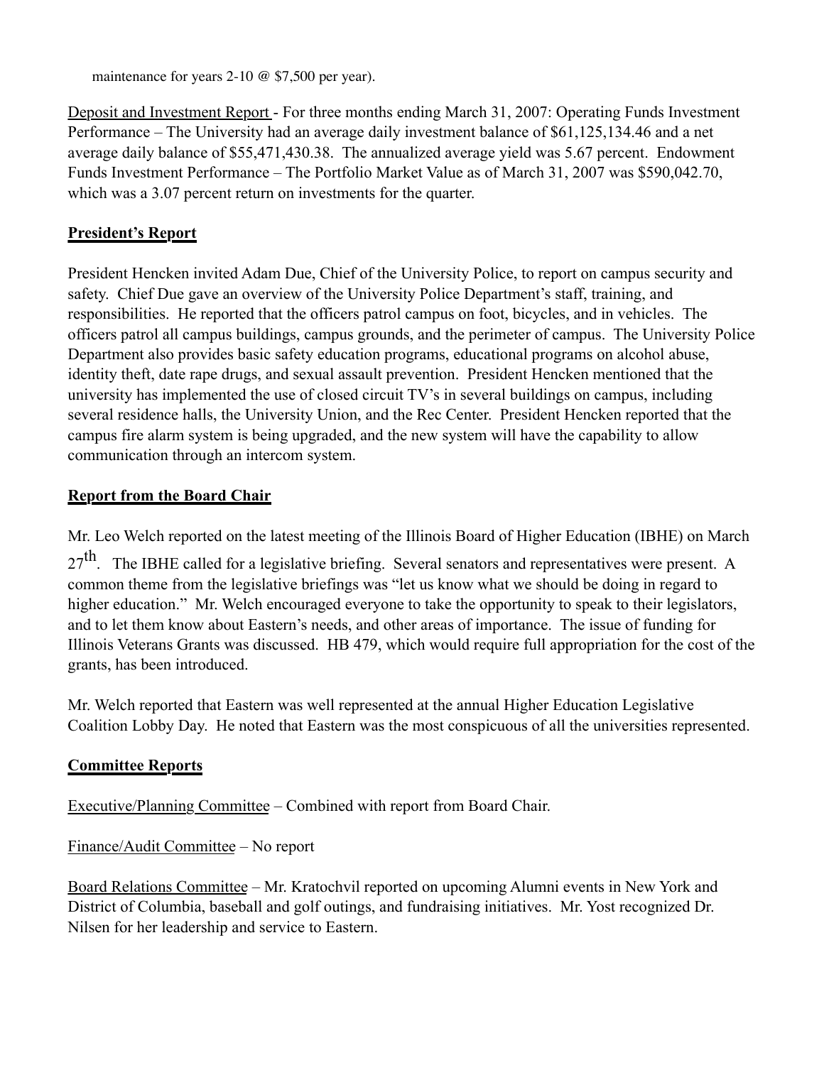maintenance for years 2-10 @ $7,500 per year).

Deposit and Investment Report - For three months ending March 31, 2007: Operating Funds Investment Performance – The University had an average daily investment balance of $61,125,134.46 and a net average daily balance of $55,471,430.38. The annualized average yield was 5.67 percent. Endowment Funds Investment Performance – The Portfolio Market Value as of March 31, 2007 was $590,042.70, which was a 3.07 percent return on investments for the quarter.

**President's Report**

President Hencken invited Adam Due, Chief of the University Police, to report on campus security and safety. Chief Due gave an overview of the University Police Department's staff, training, and responsibilities. He reported that the officers patrol campus on foot, bicycles, and in vehicles. The officers patrol all campus buildings, campus grounds, and the perimeter of campus. The University Police Department also provides basic safety education programs, educational programs on alcohol abuse, identity theft, date rape drugs, and sexual assault prevention. President Hencken mentioned that the university has implemented the use of closed circuit TV's in several buildings on campus, including several residence halls, the University Union, and the Rec Center. President Hencken reported that the campus fire alarm system is being upgraded, and the new system will have the capability to allow communication through an intercom system.

**Report from the Board Chair**

Mr. Leo Welch reported on the latest meeting of the Illinois Board of Higher Education (IBHE) on March 27th. The IBHE called for a legislative briefing. Several senators and representatives were present. A common theme from the legislative briefings was "let us know what we should be doing in regard to higher education." Mr. Welch encouraged everyone to take the opportunity to speak to their legislators, and to let them know about Eastern's needs, and other areas of importance. The issue of funding for Illinois Veterans Grants was discussed. HB 479, which would require full appropriation for the cost of the grants, has been introduced.

Mr. Welch reported that Eastern was well represented at the annual Higher Education Legislative Coalition Lobby Day. He noted that Eastern was the most conspicuous of all the universities represented.

**Committee Reports**

Executive/Planning Committee – Combined with report from Board Chair.

Finance/Audit Committee – No report

Board Relations Committee – Mr. Kratochvil reported on upcoming Alumni events in New York and District of Columbia, baseball and golf outings, and fundraising initiatives. Mr. Yost recognized Dr. Nilsen for her leadership and service to Eastern.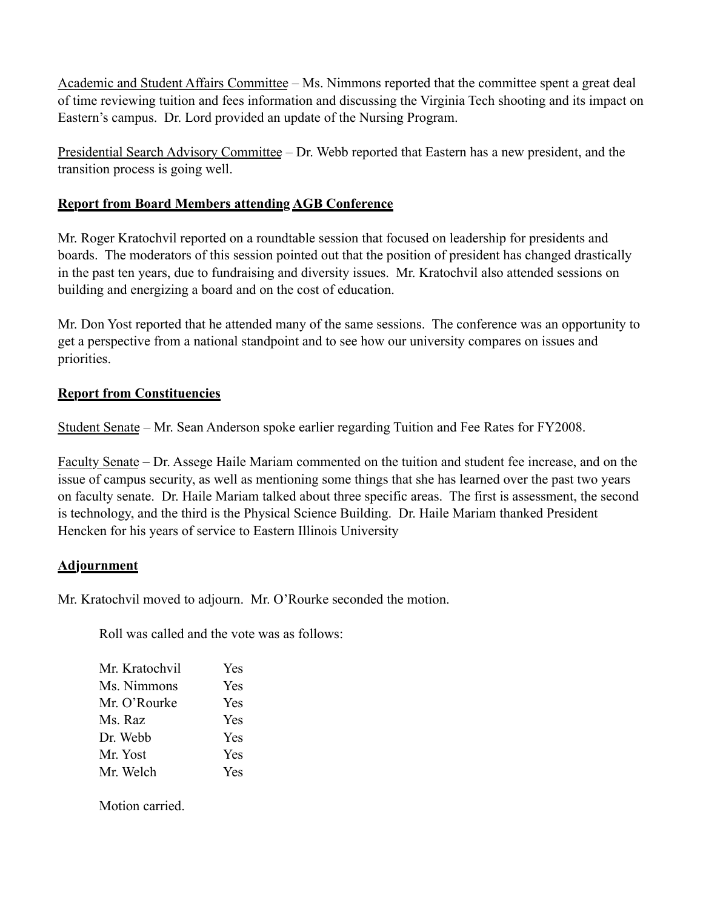Academic and Student Affairs Committee – Ms. Nimmons reported that the committee spent a great deal of time reviewing tuition and fees information and discussing the Virginia Tech shooting and its impact on Eastern's campus. Dr. Lord provided an update of the Nursing Program.

Presidential Search Advisory Committee – Dr. Webb reported that Eastern has a new president, and the transition process is going well.

## Report from Board Members attending AGB Conference

Mr. Roger Kratochvil reported on a roundtable session that focused on leadership for presidents and boards. The moderators of this session pointed out that the position of president has changed drastically in the past ten years, due to fundraising and diversity issues. Mr. Kratochvil also attended sessions on building and energizing a board and on the cost of education.

Mr. Don Yost reported that he attended many of the same sessions. The conference was an opportunity to get a perspective from a national standpoint and to see how our university compares on issues and priorities.

## Report from Constituencies

Student Senate – Mr. Sean Anderson spoke earlier regarding Tuition and Fee Rates for FY2008.

Faculty Senate – Dr. Assege Haile Mariam commented on the tuition and student fee increase, and on the issue of campus security, as well as mentioning some things that she has learned over the past two years on faculty senate. Dr. Haile Mariam talked about three specific areas. The first is assessment, the second is technology, and the third is the Physical Science Building. Dr. Haile Mariam thanked President Hencken for his years of service to Eastern Illinois University

## Adjournment

Mr. Kratochvil moved to adjourn. Mr. O'Rourke seconded the motion.

Roll was called and the vote was as follows:

| | |
|---|---|
| Mr. Kratochvil | Yes |
| Ms. Nimmons | Yes |
| Mr. O'Rourke | Yes |
| Ms. Raz | Yes |
| Dr. Webb | Yes |
| Mr. Yost | Yes |
| Mr. Welch | Yes |

Motion carried.